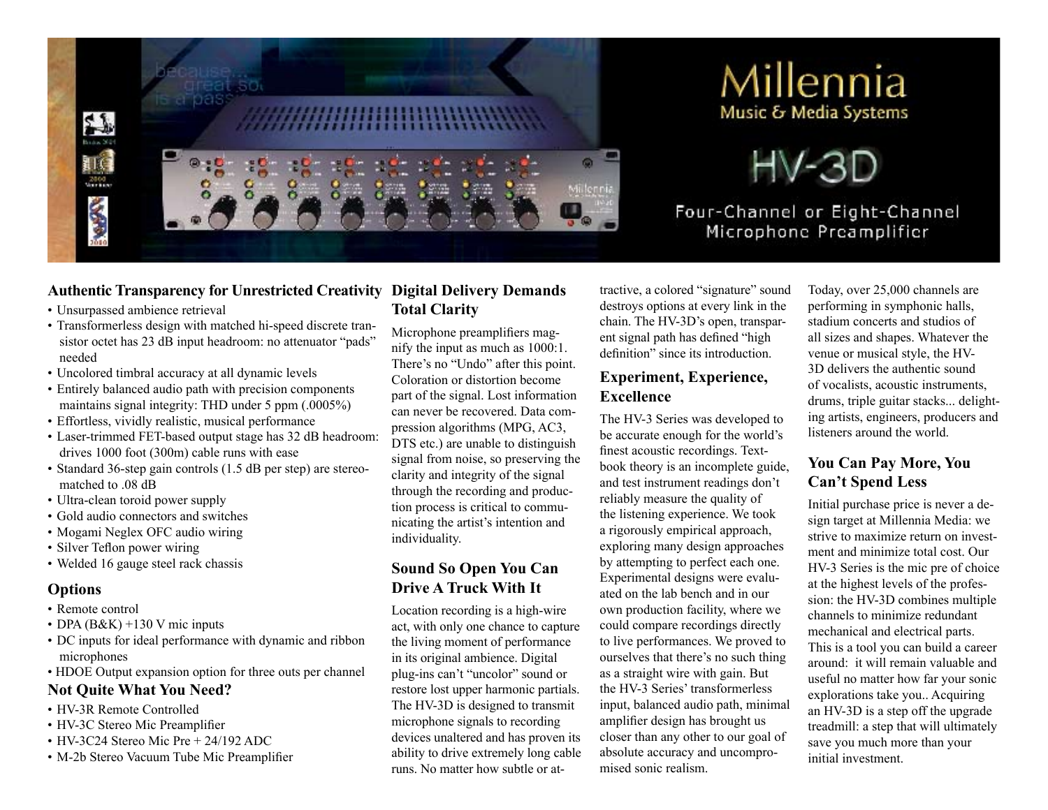# Millennia

Music & Media Systems

# HV-3D

Four-Channel or Eight-Channel Microphone Preamplifier

### Authentic Transparency for Unrestricted Creativity

- Unsurpassed ambience retrieval
- Transformerless design with matched hi-speed discrete transistor octet has 23 dB input headroom: no attenuator "pads" needed
- Uncolored timbral accuracy at all dynamic levels
- Entirely balanced audio path with precision components maintains signal integrity: THD under 5 ppm (.0005%)
- Effortless, vividly realistic, musical performance
- Laser-trimmed FET-based output stage has 32 dB headroom: drives 1000 foot (300m) cable runs with ease
- Standard 36-step gain controls (1.5 dB per step) are stereo-matched to .08 dB
- Ultra-clean toroid power supply
- Gold audio connectors and switches
- Mogami Neglex OFC audio wiring
- Silver Teflon power wiring
- Welded 16 gauge steel rack chassis

### Options

- Remote control
- DPA (B&K) +130 V mic inputs
- DC inputs for ideal performance with dynamic and ribbon microphones
- HDOE Output expansion option for three outs per channel

### Not Quite What You Need?

- HV-3R Remote Controlled
- HV-3C Stereo Mic Preamplifier
- HV-3C24 Stereo Mic Pre + 24/192 ADC
- M-2b Stereo Vacuum Tube Mic Preamplifier

### Digital Delivery Demands Total Clarity

Microphone preamplifiers magnify the input as much as 1000:1. There's no "Undo" after this point. Coloration or distortion become part of the signal. Lost information can never be recovered. Data compression algorithms (MPG, AC3, DTS etc.) are unable to distinguish signal from noise, so preserving the clarity and integrity of the signal through the recording and production process is critical to communicating the artist's intention and individuality.

### Sound So Open You Can Drive A Truck With It

Location recording is a high-wire act, with only one chance to capture the living moment of performance in its original ambience. Digital plug-ins can't "uncolor" sound or restore lost upper harmonic partials. The HV-3D is designed to transmit microphone signals to recording devices unaltered and has proven its ability to drive extremely long cable runs. No matter how subtle or attractive, a colored "signature" sound destroys options at every link in the chain. The HV-3D's open, transparent signal path has defined "high definition" since its introduction.

### Experiment, Experience, Excellence

The HV-3 Series was developed to be accurate enough for the world's finest acoustic recordings. Textbook theory is an incomplete guide, and test instrument readings don't reliably measure the quality of the listening experience. We took a rigorously empirical approach, exploring many design approaches by attempting to perfect each one. Experimental designs were evaluated on the lab bench and in our own production facility, where we could compare recordings directly to live performances. We proved to ourselves that there's no such thing as a straight wire with gain. But the HV-3 Series' transformerless input, balanced audio path, minimal amplifier design has brought us closer than any other to our goal of absolute accuracy and uncompromised sonic realism.

Today, over 25,000 channels are performing in symphonic halls, stadium concerts and studios of all sizes and shapes. Whatever the venue or musical style, the HV-3D delivers the authentic sound of vocalists, acoustic instruments, drums, triple guitar stacks... delighting artists, engineers, producers and listeners around the world.

### You Can Pay More, You Can't Spend Less

Initial purchase price is never a design target at Millennia Media: we strive to maximize return on investment and minimize total cost. Our HV-3 Series is the mic pre of choice at the highest levels of the profession: the HV-3D combines multiple channels to minimize redundant mechanical and electrical parts. This is a tool you can build a career around: it will remain valuable and useful no matter how far your sonic explorations take you.. Acquiring an HV-3D is a step off the upgrade treadmill: a step that will ultimately save you much more than your initial investment.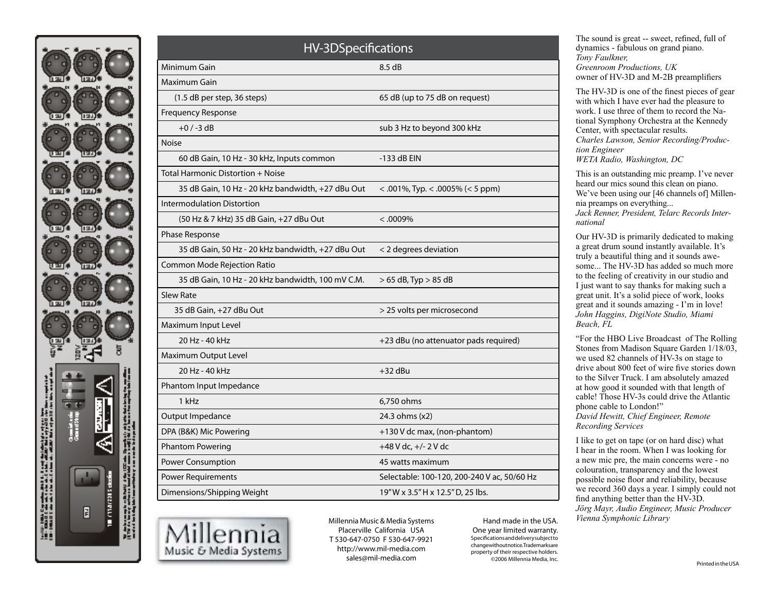## HV-3DSpecifications

| | |
|---|---|
| Minimum Gain | 8.5 dB |
| Maximum Gain | |
| (1.5 dB per step, 36 steps) | 65 dB (up to 75 dB on request) |
| Frequency Response | |
| +0 / -3 dB | sub 3 Hz to beyond 300 kHz |
| Noise | |
| 60 dB Gain, 10 Hz - 30 kHz, Inputs common | -133 dB EIN |
| Total Harmonic Distortion + Noise | |
| 35 dB Gain, 10 Hz - 20 kHz bandwidth, +27 dBu Out | < .001%, Typ. < .0005% (< 5 ppm) |
| Intermodulation Distortion | |
| (50 Hz & 7 kHz) 35 dB Gain, +27 dBu Out | < .0009% |
| Phase Response | |
| 35 dB Gain, 50 Hz - 20 kHz bandwidth, +27 dBu Out | < 2 degrees deviation |
| Common Mode Rejection Ratio | |
| 35 dB Gain, 10 Hz - 20 kHz bandwidth, 100 mV C.M. | > 65 dB, Typ > 85 dB |
| Slew Rate | |
| 35 dB Gain, +27 dBu Out | > 25 volts per microsecond |
| Maximum Input Level | |
| 20 Hz - 40 kHz | +23 dBu (no attenuator pads required) |
| Maximum Output Level | |
| 20 Hz - 40 kHz | +32 dBu |
| Phantom Input Impedance | |
| 1 kHz | 6,750 ohms |
| Output Impedance | 24.3 ohms (x2) |
| DPA (B&K) Mic Powering | +130 V dc max, (non-phantom) |
| Phantom Powering | +48 V dc, +/- 2 V dc |
| Power Consumption | 45 watts maximum |
| Power Requirements | Selectable: 100-120, 200-240 V ac, 50/60 Hz |
| Dimensions/Shipping Weight | 19" W x 3.5" H x 12.5" D, 25 lbs. |

Millennia Music & Media Systems
Placerville California USA
T 530-647-0750 F 530-647-9921
http://www.mil-media.com
sales@mil-media.com

Hand made in the USA.
One year limited warranty.
Specifications and delivery subject to change without notice. Trademarks are property of their respective holders.
©2006 Millennia Media, Inc.

The sound is great -- sweet, refined, full of dynamics - fabulous on grand piano.
*Tony Faulkner,*
*Greenroom Productions, UK*
owner of HV-3D and M-2B preamplifiers

The HV-3D is one of the finest pieces of gear with which I have ever had the pleasure to work. I use three of them to record the National Symphony Orchestra at the Kennedy Center, with spectacular results.
*Charles Lawson, Senior Recording/Production Engineer*
*WETA Radio, Washington, DC*

This is an outstanding mic preamp. I've never heard our mics sound this clean on piano. We've been using our [46 channels of] Millennia preamps on everything...
*Jack Renner, President, Telarc Records International*

Our HV-3D is primarily dedicated to making a great drum sound instantly available. It's truly a beautiful thing and it sounds awesome... The HV-3D has added so much more to the feeling of creativity in our studio and I just want to say thanks for making such a great unit. It's a solid piece of work, looks great and it sounds amazing - I'm in love!
*John Haggins, DigiNote Studio, Miami Beach, FL*

"For the HBO Live Broadcast of The Rolling Stones from Madison Square Garden 1/18/03, we used 82 channels of HV-3s on stage to drive about 800 feet of wire five stories down to the Silver Truck. I am absolutely amazed at how good it sounded with that length of cable! Those HV-3s could drive the Atlantic phone cable to London!"
*David Hewitt, Chief Engineer, Remote Recording Services*

I like to get on tape (or on hard disc) what I hear in the room. When I was looking for a new mic pre, the main concerns were - no colouration, transparency and the lowest possible noise floor and reliability, because we record 360 days a year. I simply could not find anything better than the HV-3D.
*Jörg Mayr, Audio Engineer, Music Producer Vienna Symphonic Library*

Printed in the USA